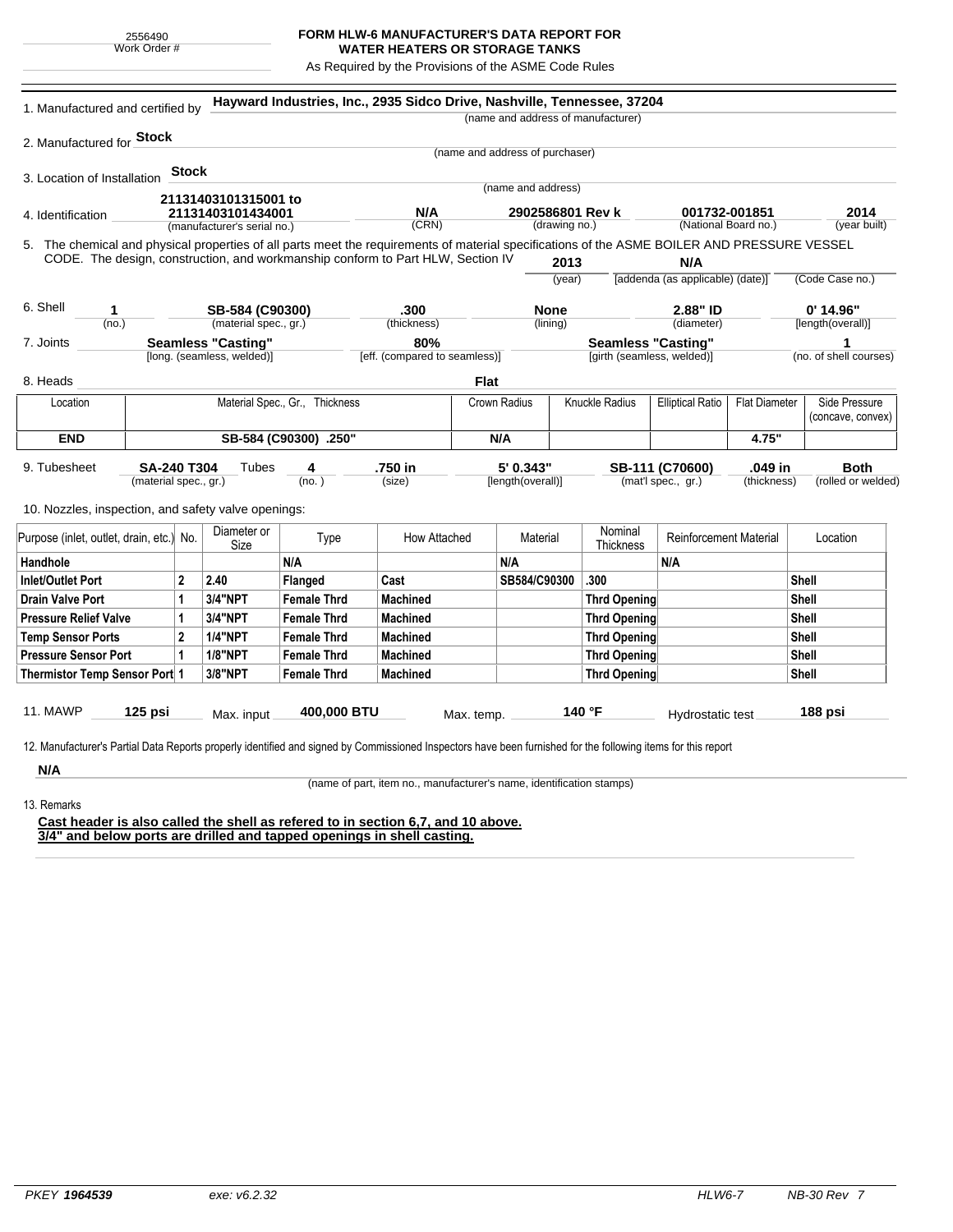2556490
Work Order #

# FORM HLW-6 MANUFACTURER'S DATA REPORT FOR WATER HEATERS OR STORAGE TANKS

As Required by the Provisions of the ASME Code Rules

1. Manufactured and certified by **Hayward Industries, Inc., 2935 Sidco Drive, Nashville, Tennessee, 37204**
(name and address of manufacturer)

2. Manufactured for **Stock**
(name and address of purchaser)

3. Location of Installation **Stock**
(name and address)

4. Identification **21131403101315001 to 21131403101434001** (manufacturer's serial no.) **N/A** (CRN) **2902586801 Rev k** (drawing no.) **001732-001851** (National Board no.) **2014** (year built)

5. The chemical and physical properties of all parts meet the requirements of material specifications of the ASME BOILER AND PRESSURE VESSEL CODE. The design, construction, and workmanship conform to Part HLW, Section IV **2013** (year) **N/A** [addenda (as applicable) (date)] (Code Case no.)

6. Shell **1** (no.) **SB-584 (C90300)** (material spec., gr.) **.300** (thickness) **None** (lining) **2.88" ID** (diameter) **0' 14.96"** [length(overall)]

7. Joints **Seamless "Casting"** [long. (seamless, welded)] **80%** [eff. (compared to seamless)] **Seamless "Casting"** [girth (seamless, welded)] **1** (no. of shell courses)

8. Heads **Flat**

| Location | Material Spec., Gr., Thickness | Crown Radius | Knuckle Radius | Elliptical Ratio | Flat Diameter | Side Pressure (concave, convex) |
|---|---|---|---|---|---|---|
| **END** | **SB-584 (C90300) .250"** | **N/A** | | | **4.75"** | |

9. Tubesheet **SA-240 T304** (material spec., gr.) Tubes **4** (no.) **.750 in** (size) **5' 0.343"** [length(overall)] **SB-111 (C70600)** (mat'l spec., gr.) **.049 in** (thickness) **Both** (rolled or welded)

10. Nozzles, inspection, and safety valve openings:

| Purpose (inlet, outlet, drain, etc.) | No. | Diameter or Size | Type | How Attached | Material | Nominal Thickness | Reinforcement Material | Location |
|---|---|---|---|---|---|---|---|---|
| **Handhole** | | | **N/A** | | **N/A** | | **N/A** | |
| **Inlet/Outlet Port** | **2** | **2.40** | **Flanged** | **Cast** | **SB584/C90300** | **.300** | | **Shell** |
| **Drain Valve Port** | **1** | **3/4"NPT** | **Female Thrd** | **Machined** | | **Thrd Opening** | | **Shell** |
| **Pressure Relief Valve** | **1** | **3/4"NPT** | **Female Thrd** | **Machined** | | **Thrd Opening** | | **Shell** |
| **Temp Sensor Ports** | **2** | **1/4"NPT** | **Female Thrd** | **Machined** | | **Thrd Opening** | | **Shell** |
| **Pressure Sensor Port** | **1** | **1/8"NPT** | **Female Thrd** | **Machined** | | **Thrd Opening** | | **Shell** |
| **Thermistor Temp Sensor Port** | **1** | **3/8"NPT** | **Female Thrd** | **Machined** | | **Thrd Opening** | | **Shell** |

11. MAWP **125 psi** Max. input **400,000 BTU** Max. temp. **140 °F** Hydrostatic test **188 psi**

12. Manufacturer's Partial Data Reports properly identified and signed by Commissioned Inspectors have been furnished for the following items for this report

**N/A**
(name of part, item no., manufacturer's name, identification stamps)

13. Remarks

**Cast header is also called the shell as refered to in section 6,7, and 10 above.**
**3/4" and below ports are drilled and tapped openings in shell casting.**

PKEY **1964539** exe: v6.2.32 HLW6-7 NB-30 Rev 7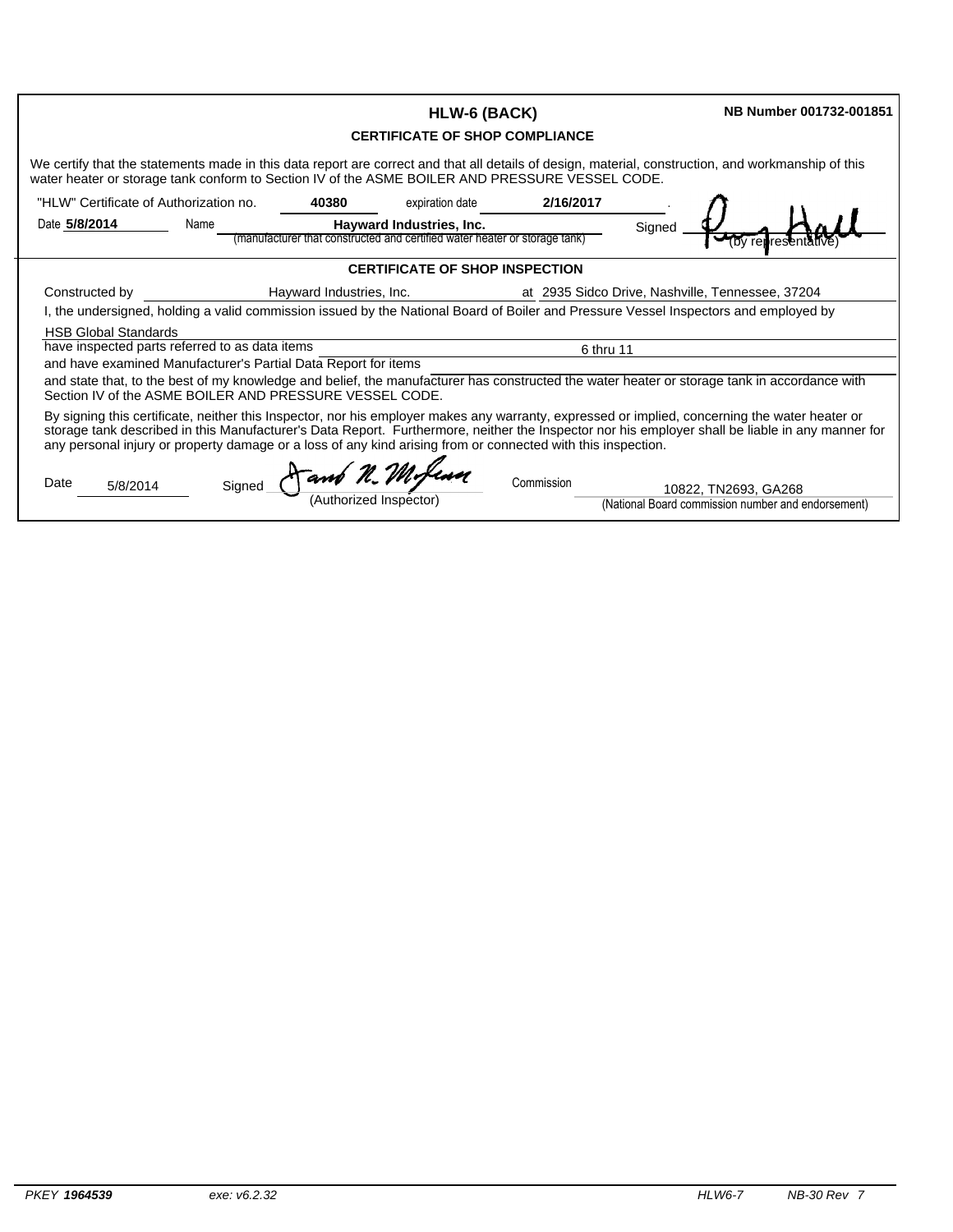# HLW-6 (BACK)

**NB Number 001732-001851**

## CERTIFICATE OF SHOP COMPLIANCE

We certify that the statements made in this data report are correct and that all details of design, material, construction, and workmanship of this water heater or storage tank conform to Section IV of the ASME BOILER AND PRESSURE VESSEL CODE.

"HLW" Certificate of Authorization no. **40380** expiration date **2/16/2017**.

Date **5/8/2014** Name **Hayward Industries, Inc.** Signed (signature) (by representative)

(manufacturer that constructed and certified water heater or storage tank)

## CERTIFICATE OF SHOP INSPECTION

Constructed by Hayward Industries, Inc. at 2935 Sidco Drive, Nashville, Tennessee, 37204

I, the undersigned, holding a valid commission issued by the National Board of Boiler and Pressure Vessel Inspectors and employed by HSB Global Standards

have inspected parts referred to as data items 6 thru 11

and have examined Manufacturer's Partial Data Report for items

and state that, to the best of my knowledge and belief, the manufacturer has constructed the water heater or storage tank in accordance with Section IV of the ASME BOILER AND PRESSURE VESSEL CODE.

By signing this certificate, neither this Inspector, nor his employer makes any warranty, expressed or implied, concerning the water heater or storage tank described in this Manufacturer's Data Report. Furthermore, neither the Inspector nor his employer shall be liable in any manner for any personal injury or property damage or a loss of any kind arising from or connected with this inspection.

Date 5/8/2014 Signed (signature) (Authorized Inspector) Commission 10822, TN2693, GA268

(National Board commission number and endorsement)

PKEY 1964539 exe: v6.2.32 HLW6-7 NB-30 Rev 7